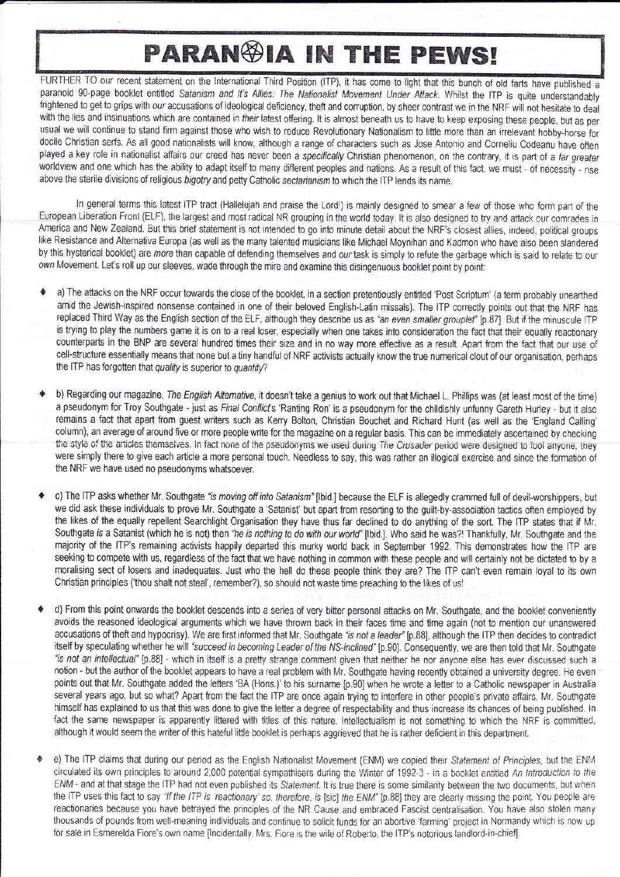# PARAN@IA IN THE PEWS!

FURTHER TO our recent statement on the International Third Position (ITP), it has come to light that this bunch of old farts have published a paranoid 90-page booklet entitled *Satanism and It's Allies: The Nationalist Movement Under Attack*. Whilst the ITP is quite understandably frightened to get to grips with *our* accusations of ideological deficiency, theft and corruption, by sheer contrast we in the NRF will not hesitate to deal with the lies and insinuations which are contained in *their* latest offering. It is almost beneath us to have to keep exposing these people, but as per usual we will continue to stand firm against those who wish to reduce Revolutionary Nationalism to little more than an irrelevant hobby-horse for docile Christian serfs. As all good nationalists will know, although a range of characters such as Jose Antonio and Corneliu Codeanu have often played a key role in nationalist affairs our creed has never been a *specifically* Christian phenomenon, on the contrary, it is part of a *far greater* worldview and one which has the ability to adapt itself to many different peoples and nations. As a result of this fact, we must - of necessity - rise above the sterile divisions of religious *bigotry* and petty Catholic *sectarianism* to which the ITP lends its name.

In general terms this latest ITP tract (Hallelujah and praise the Lord!) is mainly designed to smear a few of those who form part of the European Liberation Front (ELF), the largest and most radical NR grouping in the world today. It is also designed to try and attack our comrades in America and New Zealand. But this brief statement is not intended to go into minute detail about the NRF's closest allies, indeed, political groups like Resistance and Alternativa Europa (as well as the many talented musicians like Michael Moynihan and Kadmon who have also been slandered by this hysterical booklet) are *more* than capable of defending themselves and *our* task is simply to refute the garbage which is said to relate to our *own* Movement. Let's roll up our sleeves, wade through the mire and examine this disingenuous booklet point by point:

- a) The attacks on the NRF occur towards the close of the booklet, in a section pretentiously entitled 'Post Scriptum' (a term probably unearthed amid the Jewish-inspired nonsense contained in one of their beloved English-Latin missals). The ITP correctly points out that the NRF has replaced Third Way as the English section of the ELF, although they describe us as *"an even smaller grouplet"* [p.87]. But if the minuscule ITP is trying to play the numbers game it is on to a real loser, especially when one takes into consideration the fact that their equally reactionary counterparts in the BNP are several hundred times their size and in no way more effective as a result. Apart from the fact that our use of cell-structure essentially means that none but a tiny handful of NRF activists actually know the true numerical clout of our organisation, perhaps the ITP has forgotten that *quality* is superior to *quantity*?

- b) Regarding our magazine, *The English Alternative*, it doesn't take a genius to work out that Michael L. Phillips was (at least most of the time) a pseudonym for Troy Southgate - just as *Final Conflict*'s 'Ranting Ron' is a pseudonym for the childishly unfunny Gareth Hurley - but it also remains a fact that apart from guest writers such as Kerry Bolton, Christian Bouchet and Richard Hunt (as well as the 'England Calling' column), an average of around five or more people write for the magazine on a regular basis. This can be immediately ascertained by checking the style of the articles themselves. In fact none of the pseudonyms we used during *The Crusader* period were designed to fool anyone, they were simply there to give each article a more personal touch. Needless to say, this was rather an illogical exercise and since the formation of the NRF we have used no pseudonyms whatsoever.

- c) The ITP asks whether Mr. Southgate *"is moving off into Satanism"* [Ibid.] because the ELF is allegedly crammed full of devil-worshippers, but we did ask these individuals to prove Mr. Southgate a 'Satanist' but apart from resorting to the guilt-by-association tactics often employed by the likes of the equally repellent Searchlight Organisation they have thus far declined to do anything of the sort. The ITP states that if Mr. Southgate *is* a Satanist (which he is not) then *"he is nothing to do with our world"* [Ibid.]. Who said he was?! Thankfully, Mr. Southgate and the majority of the ITP's remaining activists happily departed this murky world back in September 1992. This demonstrates how the ITP are seeking to compete with us, regardless of the fact that we have nothing in common with these people and will certainly not be dictated to by a moralising sect of losers and inadequates. Just who the hell do these people think they are? The ITP can't even remain loyal to its own Christian principles ('thou shalt not steal', remember?), so should not waste time preaching to the likes of us!

- d) From this point onwards the booklet descends into a series of very bitter personal attacks on Mr. Southgate, and the booklet conveniently avoids the reasoned ideological arguments which we have thrown back in their faces time and time again (not to mention our unanswered accusations of theft and hypocrisy). We are first informed that Mr. Southgate *"is not a leader"* [p.88], although the ITP then decides to contradict itself by speculating whether he will *"succeed in becoming Leader of the NS-inclined"* [p.90]. Consequently, we are then told that Mr. Southgate *"is not an intellectual"* [p.88] - which in itself is a pretty strange comment given that neither he nor anyone else has ever discussed such a notion - but the author of the booklet appears to have a real problem with Mr. Southgate having recently obtained a university degree. He even points out that Mr. Southgate added the letters 'BA (Hons.)' to his surname [p.90] when he wrote a letter to a Catholic newspaper in Australia several years ago, but so what? Apart from the fact the ITP are once again trying to interfere in other people's private affairs, Mr. Southgate himself has explained to us that this was done to give the letter a degree of respectability and thus increase its chances of being published. In fact the same newspaper is apparently littered with titles of this nature. Intellectualism is not something to which the NRF is committed, although it would seem the writer of this hateful little booklet is perhaps aggrieved that he is rather deficient in this department.

- e) The ITP claims that during our period as the English Nationalist Movement (ENM) we copied their *Statement of Principles*, but the ENM circulated its own principles to around 2,000 potential sympathisers during the Winter of 1992-3 - in a booklet entitled *An Introduction to the ENM* - and at that stage the ITP had not even published its *Statement*. It is true there is some similarity between the two documents, but when the ITP uses this fact to say *"If the ITP is 'reactionary' so, therefore, is* [sic] *the ENM"* [p.88] they are clearly missing the point. You people are reactionaries because you have betrayed the principles of the NR Cause and embraced Fascist centralisation. You have also stolen many thousands of pounds from well-meaning individuals and continue to solicit funds for an abortive 'farming' project in Normandy which is now up for sale in Esmerelda Fiore's own name [Incidentally, Mrs. Fiore is the wife of Roberto, the ITP's notorious landlord-in-chief].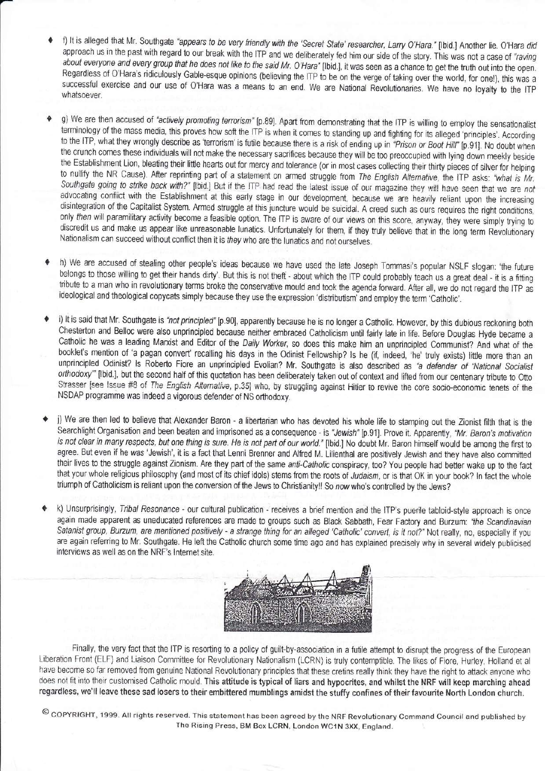- f) It is alleged that Mr. Southgate *"appears to be very friendly with the 'Secret State' researcher, Larry O'Hara."* [Ibid.] Another lie. O'Hara *did* approach us in the past with regard to our break with the ITP and we deliberately fed him our side of the story. This was not a case of *"raving about everyone and every group that he does not like to the said Mr. O'Hara"* [Ibid.], it was seen as a chance to get the truth out into the open. Regardless of O'Hara's ridiculously Gable-esque opinions (believing the ITP to be on the verge of taking over the world, for one!), this was a successful exercise and our use of O'Hara was a means to an end. We are National Revolutionaries. We have no loyalty to the ITP whatsoever.

- g) We are then accused of *"actively promoting terrorism"* [p.89]. Apart from demonstrating that the ITP is willing to employ the sensationalist terminology of the mass media, this proves how soft the ITP is when it comes to standing up and fighting for its alleged 'principles'. According to the ITP, what they wrongly describe as 'terrorism' is futile because there is a risk of ending up in *"Prison or Boot Hill"* [p.91]. No doubt when the crunch comes these individuals will not make the necessary sacrifices because they will be too preoccupied with lying down meekly beside the Establishment Lion, bleating their little hearts out for mercy and tolerance (or in most cases collecting their thirty pieces of silver for helping to nullify the NR Cause). After reprinting part of a statement on armed struggle from *The English Alternative*, the ITP asks: *"what is Mr. Southgate going to strike back with?"* [Ibid.] But if the ITP had read the latest issue of our magazine they will have seen that we are *not* advocating conflict with the Establishment at this early stage in our development, because we are heavily reliant upon the increasing disintegration of the Capitalist System. Armed struggle at this juncture would be suicidal. A creed such as ours requires the right conditions, only *then* will paramilitary activity become a feasible option. The ITP is aware of our views on this score, anyway, they were simply trying to discredit us and make us appear like unreasonable lunatics. Unfortunately for them, if they truly believe that in the long term Revolutionary Nationalism can succeed without conflict then it is *they* who are the lunatics and not ourselves.

- h) We are accused of stealing other people's ideas because we have used the late Joseph Tommasi's popular NSLF slogan: 'the future belongs to those willing to get their hands dirty'. But this is not theft - about which the ITP could probably teach us a great deal - it is a fitting tribute to a man who in revolutionary terms broke the conservative mould and took the agenda forward. After all, we do not regard the ITP as ideological and theological copycats simply because they use the expression 'distributism' and employ the term 'Catholic'.

- i) It is said that Mr. Southgate is *"not principled"* [p.90], apparently because he is no longer a Catholic. However, by this dubious reckoning both Chesterton and Belloc were also unprincipled because neither embraced Catholicism until fairly late in life. Before Douglas Hyde became a Catholic he was a leading Marxist and Editor of the *Daily Worker*, so does this make him an unprincipled Communist? And what of the booklet's mention of 'a pagan convert' recalling his days in the Odinist Fellowship? Is he (if, indeed, 'he' truly exists) little more than an unprincipled Odinist? Is Roberto Fiore an unprincipled Evolian? Mr. Southgate is also described as *"a defender of 'National Socialist orthodoxy'"* [Ibid.], but the second half of this quotation has been deliberately taken out of context and lifted from our centenary tribute to Otto Strasser [see Issue #8 of *The English Alternative*, p.35] who, by struggling against Hitler to revive the core socio-economic tenets of the NSDAP programme was indeed a vigorous defender of NS orthodoxy.

- j) We are then led to believe that Alexander Baron - a libertarian who has devoted his whole life to stamping out the Zionist filth that is the Searchlight Organisation and been beaten and imprisoned as a consequence - is *"Jewish"* [p.91]. Prove it. Apparently, *"Mr. Baron's motivation is not clear in many respects, but one thing is sure. He is not part of our world."* [Ibid.] No doubt Mr. Baron himself would be among the first to agree. But even if he *was* 'Jewish', it is a fact that Lenni Brenner and Alfred M. Lilienthal are positively Jewish and they have also committed their lives to the struggle against Zionism. Are they part of the same *anti-Catholic* conspiracy, too? You people had better wake up to the fact that your whole religious philosophy (and most of its chief idols) stems from the roots of *Judaism*, or is that OK in your book? In fact the whole triumph of Catholicism is reliant upon the conversion of the Jews to Christianity!! So *now* who's controlled by the Jews?

- k) Unsurprisingly, *Tribal Resonance* - our cultural publication - receives a brief mention and the ITP's puerile tabloid-style approach is once again made apparent as uneducated references are made to groups such as Black Sabbath, Fear Factory and Burzum: *"the Scandinavian Satanist group, Burzum, are mentioned positively - a strange thing for an alleged 'Catholic' convert, is it not?"* Not really, no, especially if you are again referring to Mr. Southgate. He left the Catholic church some time ago and has explained precisely why in several widely publicised interviews as well as on the NRF's Internet site.

Finally, the very fact that the ITP is resorting to a policy of guilt-by-association in a futile attempt to disrupt the progress of the European Liberation Front (ELF) and Liaison Committee for Revolutionary Nationalism (LCRN) is truly contemptible. The likes of Fiore, Hurley, Holland et al have become so far removed from genuine National Revolutionary principles that these cretins really think they have the right to attack anyone who does not fit into their customised Catholic mould. **This attitude is typical of liars and hypocrites, and whilst the NRF will keep marching ahead regardless, we'll leave these sad losers to their embittered mumblings amidst the stuffy confines of their favourite North London church.**

© COPYRIGHT, 1999. All rights reserved. This statement has been agreed by the NRF Revolutionary Command Council and published by The Rising Press, BM Box LCRN, London WC1N 3XX, England.